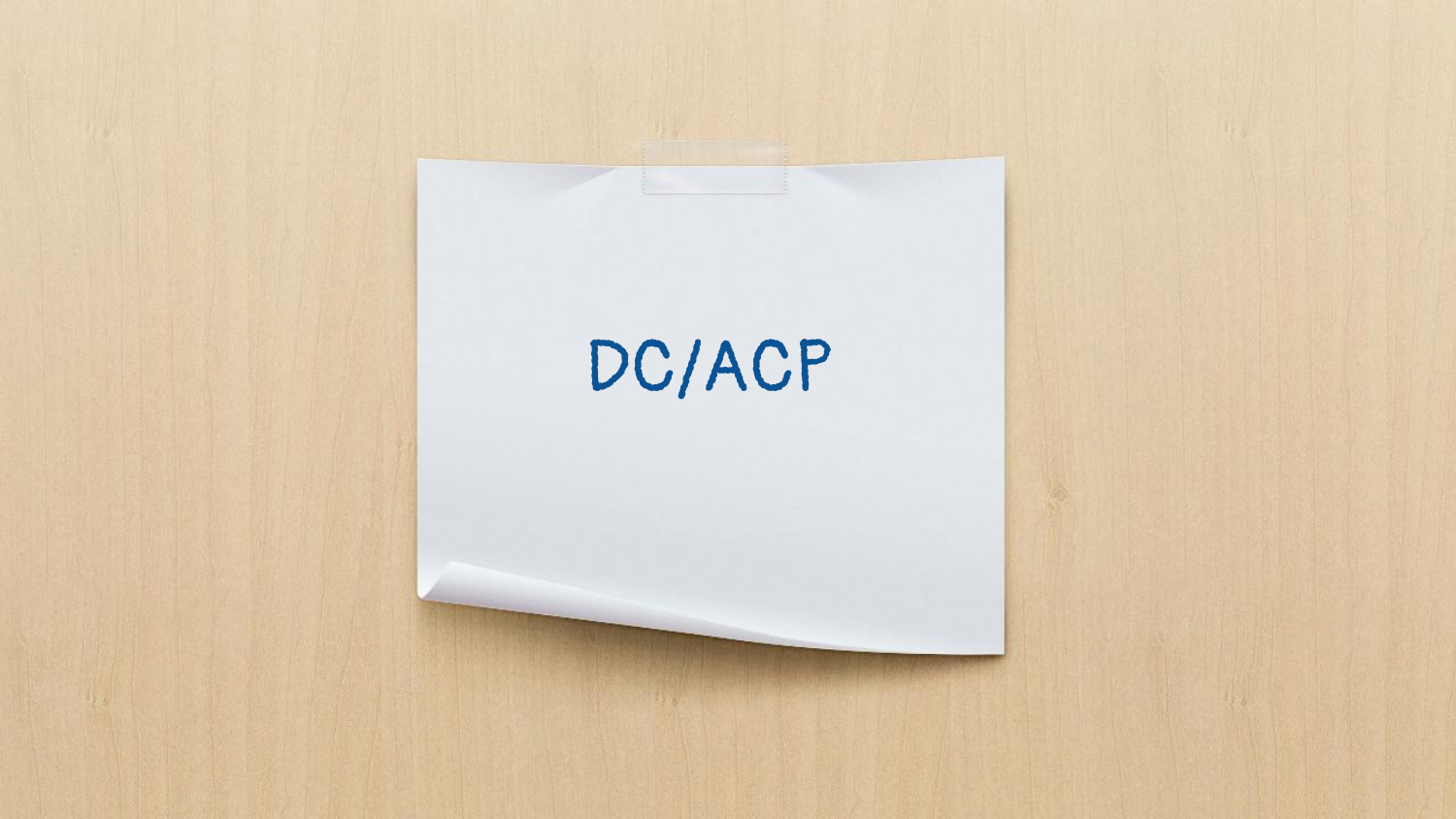# DC/ACP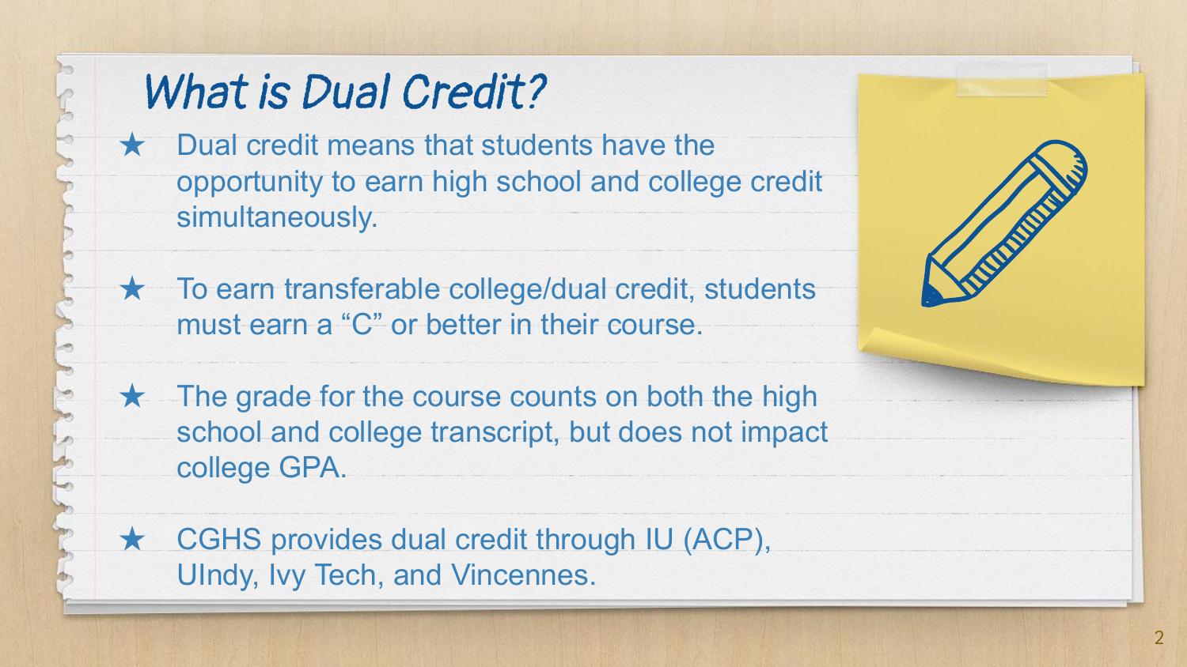# What is Dual Credit?

- Dual credit means that students have the opportunity to earn high school and college credit simultaneously.
- To earn transferable college/dual credit, students must earn a "C" or better in their course.
- The grade for the course counts on both the high school and college transcript, but does not impact college GPA.
- CGHS provides dual credit through IU (ACP), UIndy, Ivy Tech, and Vincennes.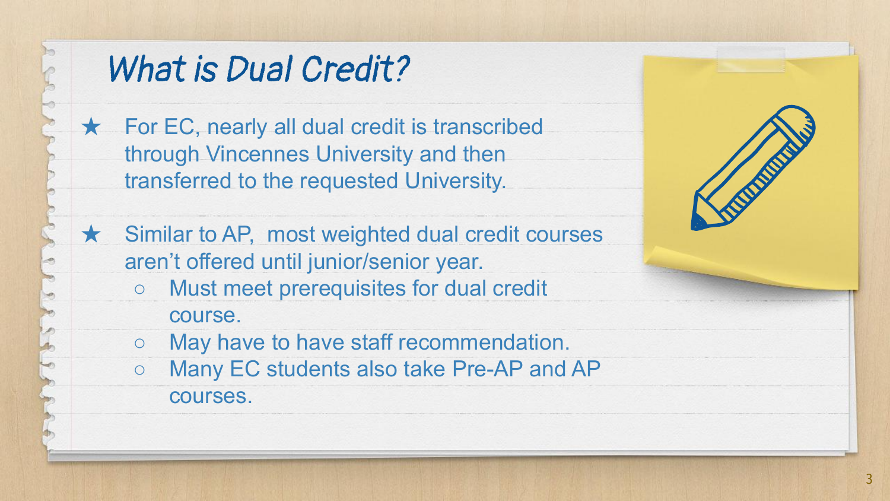# What is Dual Credit?

- For EC, nearly all dual credit is transcribed through Vincennes University and then transferred to the requested University.
- Similar to AP, most weighted dual credit courses aren't offered until junior/senior year.
  - Must meet prerequisites for dual credit course.
  - May have to have staff recommendation.
  - Many EC students also take Pre-AP and AP courses.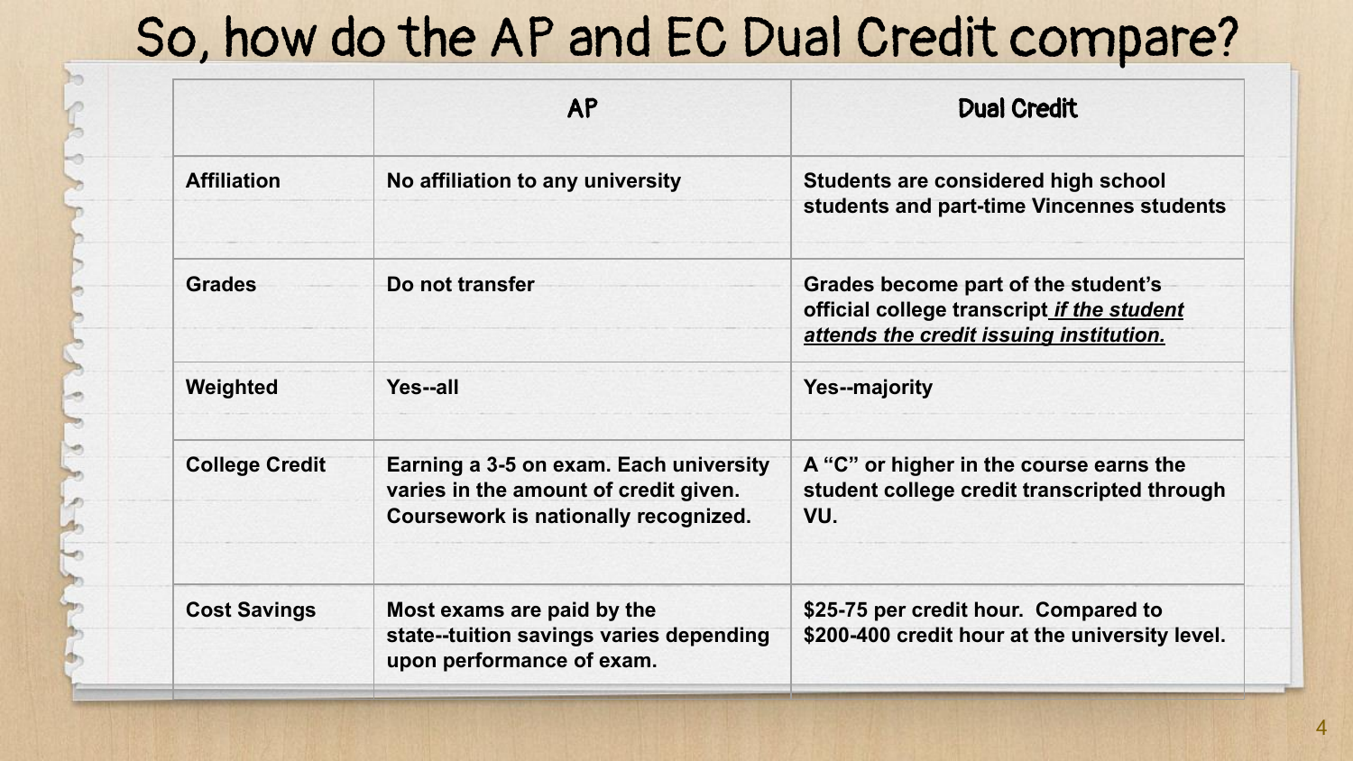# So, how do the AP and EC Dual Credit compare?

| | AP | Dual Credit |
|---|---|---|
| **Affiliation** | **No affiliation to any university** | **Students are considered high school students and part-time Vincennes students** |
| **Grades** | **Do not transfer** | **Grades become part of the student's official college transcript *<u>if the student attends the credit issuing institution.</u>*** |
| **Weighted** | **Yes--all** | **Yes--majority** |
| **College Credit** | **Earning a 3-5 on exam. Each university varies in the amount of credit given. Coursework is nationally recognized.** | **A "C" or higher in the course earns the student college credit transcripted through VU.** |
| **Cost Savings** | **Most exams are paid by the state--tuition savings varies depending upon performance of exam.** | **$25-75 per credit hour. Compared to $200-400 credit hour at the university level.** |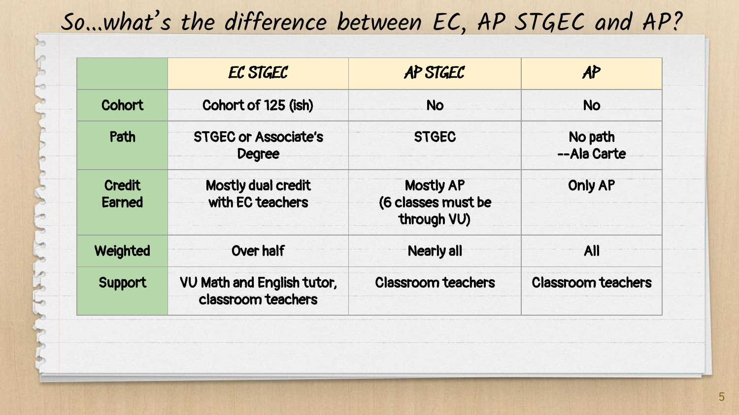# So…what's the difference between EC, AP STGEC and AP?

| | EC STGEC | AP STGEC | AP |
|---|---|---|---|
| Cohort | Cohort of 125 (ish) | No | No |
| Path | STGEC or Associate's Degree | STGEC | No path --Ala Carte |
| Credit Earned | Mostly dual credit with EC teachers | Mostly AP (6 classes must be through VU) | Only AP |
| Weighted | Over half | Nearly all | All |
| Support | VU Math and English tutor, classroom teachers | Classroom teachers | Classroom teachers |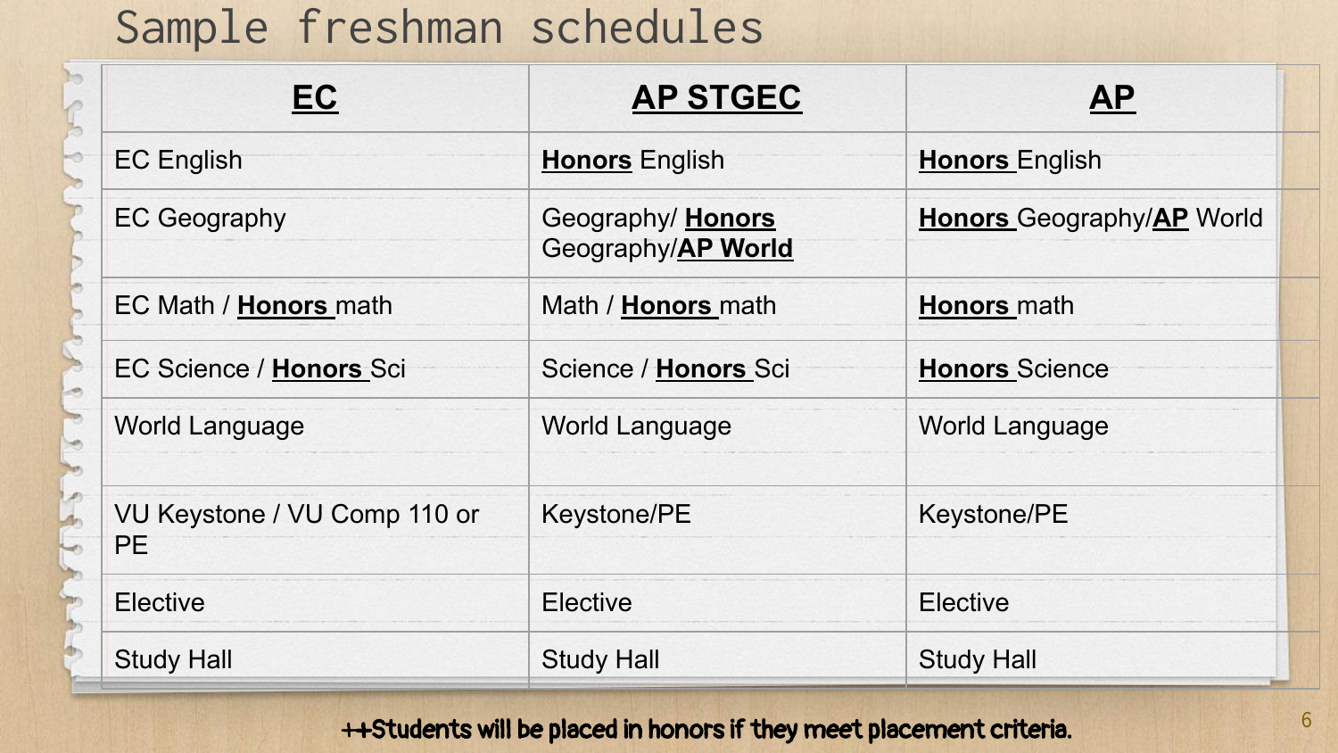# Sample freshman schedules

| **EC** | **AP STGEC** | **AP** |
|---|---|---|
| EC English | **Honors** English | **Honors** English |
| EC Geography | Geography/ **Honors** Geography/**AP World** | **Honors** Geography/**AP** World |
| EC Math / **Honors** math | Math / **Honors** math | **Honors** math |
| EC Science / **Honors** Sci | Science / **Honors** Sci | **Honors** Science |
| World Language | World Language | World Language |
| VU Keystone / VU Comp 110 or PE | Keystone/PE | Keystone/PE |
| Elective | Elective | Elective |
| Study Hall | Study Hall | Study Hall |

++Students will be placed in honors if they meet placement criteria.